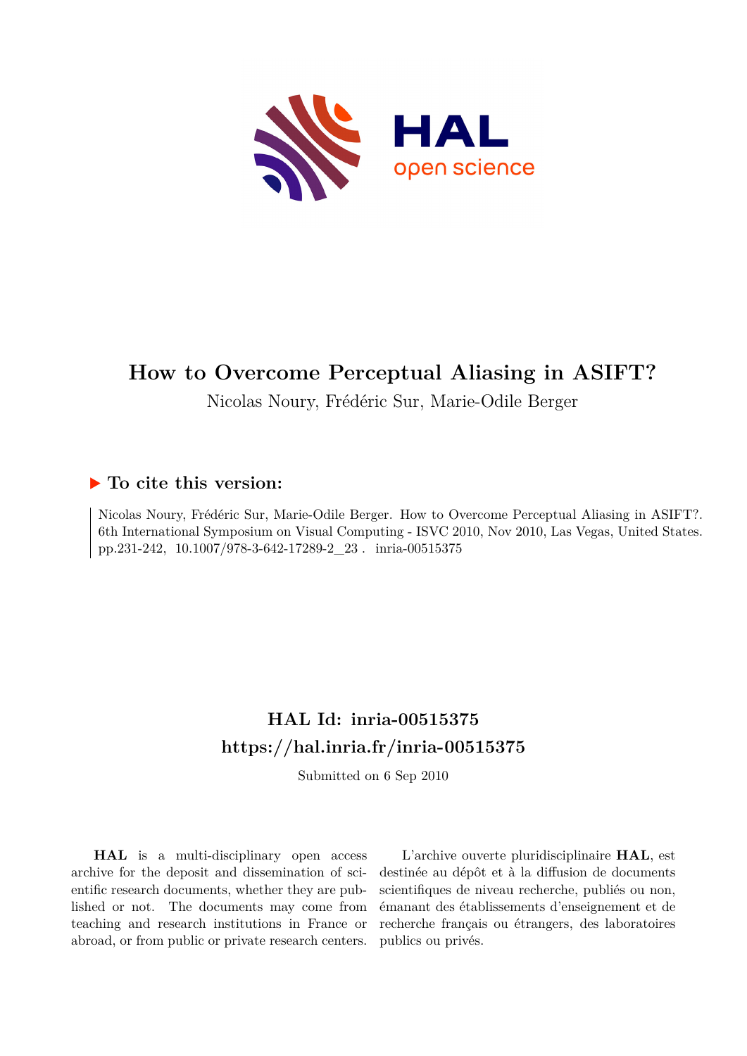# How to Overcome Perceptual Aliasing in ASIFT?

Nicolas Noury, Frédéric Sur, Marie-Odile Berger

## ▶ To cite this version:

Nicolas Noury, Frédéric Sur, Marie-Odile Berger. How to Overcome Perceptual Aliasing in ASIFT?. 6th International Symposium on Visual Computing - ISVC 2010, Nov 2010, Las Vegas, United States. pp.231-242, 10.1007/978-3-642-17289-2_23 . inria-00515375

## HAL Id: inria-00515375

## https://hal.inria.fr/inria-00515375

Submitted on 6 Sep 2010

**HAL** is a multi-disciplinary open access archive for the deposit and dissemination of scientific research documents, whether they are published or not. The documents may come from teaching and research institutions in France or abroad, or from public or private research centers.

L'archive ouverte pluridisciplinaire **HAL**, est destinée au dépôt et à la diffusion de documents scientifiques de niveau recherche, publiés ou non, émanant des établissements d'enseignement et de recherche français ou étrangers, des laboratoires publics ou privés.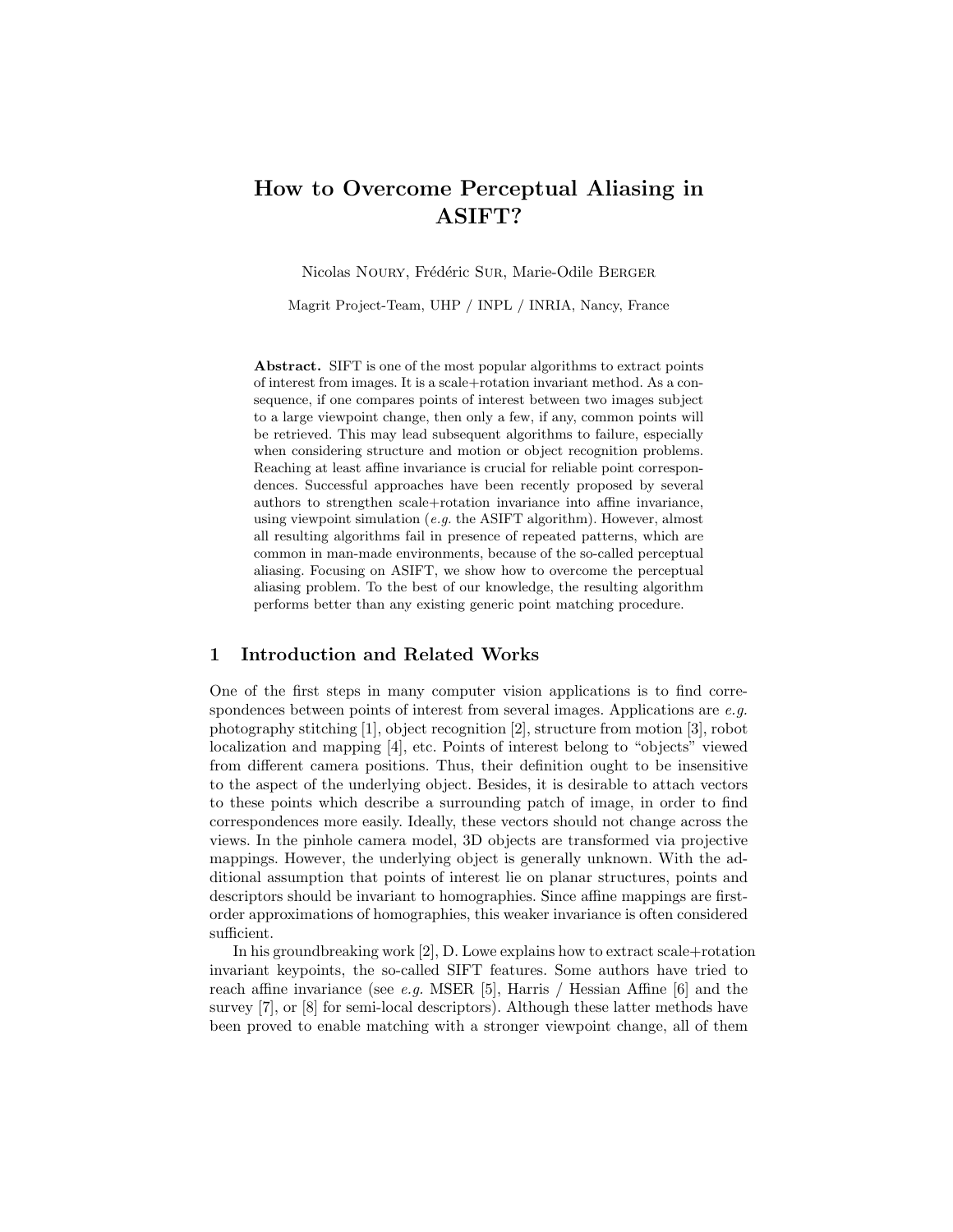# How to Overcome Perceptual Aliasing in ASIFT?

Nicolas Noury, Frédéric Sur, Marie-Odile Berger

Magrit Project-Team, UHP / INPL / INRIA, Nancy, France

**Abstract.** SIFT is one of the most popular algorithms to extract points of interest from images. It is a scale+rotation invariant method. As a consequence, if one compares points of interest between two images subject to a large viewpoint change, then only a few, if any, common points will be retrieved. This may lead subsequent algorithms to failure, especially when considering structure and motion or object recognition problems. Reaching at least affine invariance is crucial for reliable point correspondences. Successful approaches have been recently proposed by several authors to strengthen scale+rotation invariance into affine invariance, using viewpoint simulation (*e.g.* the ASIFT algorithm). However, almost all resulting algorithms fail in presence of repeated patterns, which are common in man-made environments, because of the so-called perceptual aliasing. Focusing on ASIFT, we show how to overcome the perceptual aliasing problem. To the best of our knowledge, the resulting algorithm performs better than any existing generic point matching procedure.

## 1 Introduction and Related Works

One of the first steps in many computer vision applications is to find correspondences between points of interest from several images. Applications are *e.g.* photography stitching [1], object recognition [2], structure from motion [3], robot localization and mapping [4], etc. Points of interest belong to "objects" viewed from different camera positions. Thus, their definition ought to be insensitive to the aspect of the underlying object. Besides, it is desirable to attach vectors to these points which describe a surrounding patch of image, in order to find correspondences more easily. Ideally, these vectors should not change across the views. In the pinhole camera model, 3D objects are transformed via projective mappings. However, the underlying object is generally unknown. With the additional assumption that points of interest lie on planar structures, points and descriptors should be invariant to homographies. Since affine mappings are first-order approximations of homographies, this weaker invariance is often considered sufficient.

In his groundbreaking work [2], D. Lowe explains how to extract scale+rotation invariant keypoints, the so-called SIFT features. Some authors have tried to reach affine invariance (see *e.g.* MSER [5], Harris / Hessian Affine [6] and the survey [7], or [8] for semi-local descriptors). Although these latter methods have been proved to enable matching with a stronger viewpoint change, all of them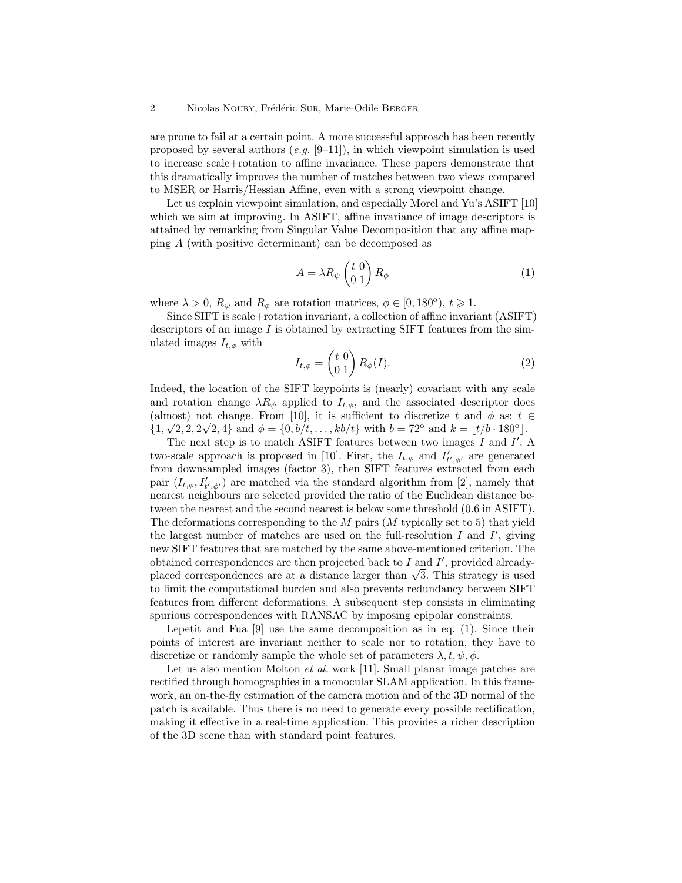are prone to fail at a certain point. A more successful approach has been recently proposed by several authors (*e.g.* [9–11]), in which viewpoint simulation is used to increase scale+rotation to affine invariance. These papers demonstrate that this dramatically improves the number of matches between two views compared to MSER or Harris/Hessian Affine, even with a strong viewpoint change.

Let us explain viewpoint simulation, and especially Morel and Yu's ASIFT [10] which we aim at improving. In ASIFT, affine invariance of image descriptors is attained by remarking from Singular Value Decomposition that any affine mapping $A$ (with positive determinant) can be decomposed as

$$A = \lambda R_\psi \begin{pmatrix} t & 0 \\ 0 & 1 \end{pmatrix} R_\phi \tag{1}$$

where $\lambda > 0$, $R_\psi$ and $R_\phi$ are rotation matrices, $\phi \in [0, 180^o)$, $t \geqslant 1$.

Since SIFT is scale+rotation invariant, a collection of affine invariant (ASIFT) descriptors of an image $I$ is obtained by extracting SIFT features from the simulated images $I_{t,\phi}$ with

$$I_{t,\phi} = \begin{pmatrix} t & 0 \\ 0 & 1 \end{pmatrix} R_\phi(I). \tag{2}$$

Indeed, the location of the SIFT keypoints is (nearly) covariant with any scale and rotation change $\lambda R_\psi$ applied to $I_{t,\phi}$, and the associated descriptor does (almost) not change. From [10], it is sufficient to discretize $t$ and $\phi$ as: $t \in \{1, \sqrt{2}, 2, 2\sqrt{2}, 4\}$ and $\phi = \{0, b/t, \dots, kb/t\}$ with $b = 72^o$ and $k = \lfloor t/b \cdot 180^o \rfloor$.

The next step is to match ASIFT features between two images $I$ and $I'$. A two-scale approach is proposed in [10]. First, the $I_{t,\phi}$ and $I'_{t',\phi'}$ are generated from downsampled images (factor 3), then SIFT features extracted from each pair $(I_{t,\phi}, I'_{t',\phi'})$ are matched via the standard algorithm from [2], namely that nearest neighbours are selected provided the ratio of the Euclidean distance between the nearest and the second nearest is below some threshold (0.6 in ASIFT). The deformations corresponding to the $M$ pairs ($M$ typically set to 5) that yield the largest number of matches are used on the full-resolution $I$ and $I'$, giving new SIFT features that are matched by the same above-mentioned criterion. The obtained correspondences are then projected back to $I$ and $I'$, provided already-placed correspondences are at a distance larger than $\sqrt{3}$. This strategy is used to limit the computational burden and also prevents redundancy between SIFT features from different deformations. A subsequent step consists in eliminating spurious correspondences with RANSAC by imposing epipolar constraints.

Lepetit and Fua [9] use the same decomposition as in eq. (1). Since their points of interest are invariant neither to scale nor to rotation, they have to discretize or randomly sample the whole set of parameters $\lambda, t, \psi, \phi$.

Let us also mention Molton *et al.* work [11]. Small planar image patches are rectified through homographies in a monocular SLAM application. In this framework, an on-the-fly estimation of the camera motion and of the 3D normal of the patch is available. Thus there is no need to generate every possible rectification, making it effective in a real-time application. This provides a richer description of the 3D scene than with standard point features.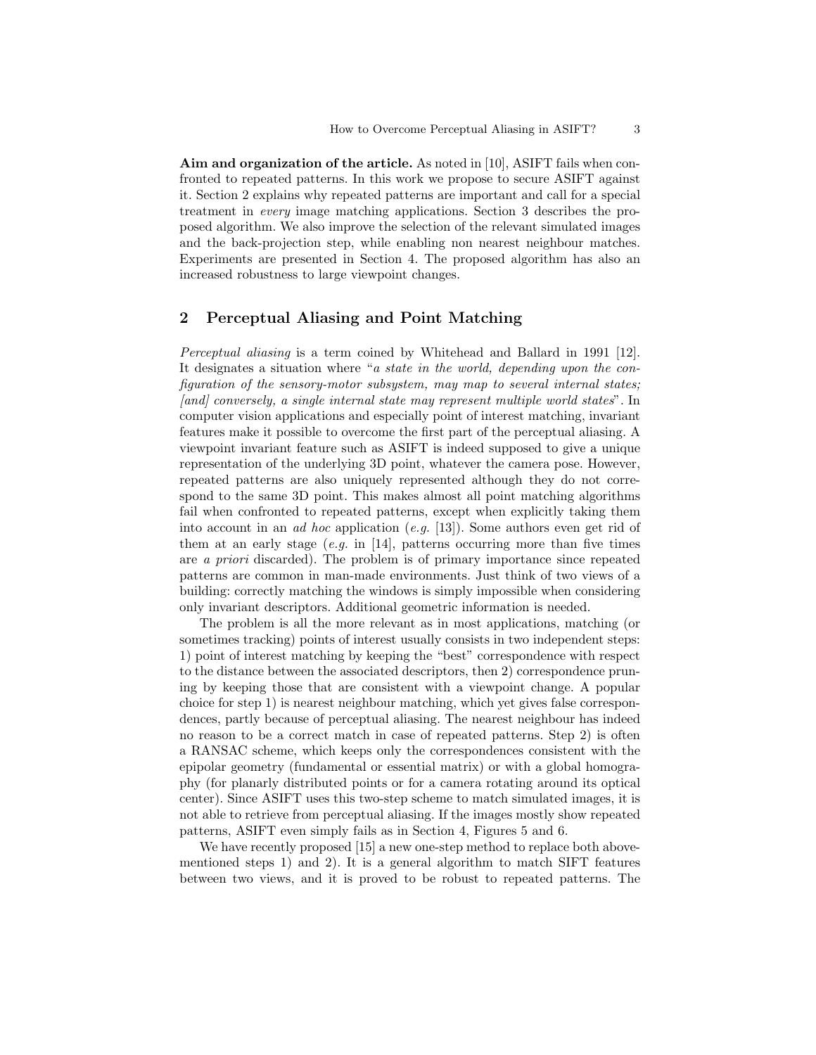**Aim and organization of the article.** As noted in [10], ASIFT fails when confronted to repeated patterns. In this work we propose to secure ASIFT against it. Section 2 explains why repeated patterns are important and call for a special treatment in *every* image matching applications. Section 3 describes the proposed algorithm. We also improve the selection of the relevant simulated images and the back-projection step, while enabling non nearest neighbour matches. Experiments are presented in Section 4. The proposed algorithm has also an increased robustness to large viewpoint changes.

## 2 Perceptual Aliasing and Point Matching

*Perceptual aliasing* is a term coined by Whitehead and Ballard in 1991 [12]. It designates a situation where "*a state in the world, depending upon the configuration of the sensory-motor subsystem, may map to several internal states; [and] conversely, a single internal state may represent multiple world states*". In computer vision applications and especially point of interest matching, invariant features make it possible to overcome the first part of the perceptual aliasing. A viewpoint invariant feature such as ASIFT is indeed supposed to give a unique representation of the underlying 3D point, whatever the camera pose. However, repeated patterns are also uniquely represented although they do not correspond to the same 3D point. This makes almost all point matching algorithms fail when confronted to repeated patterns, except when explicitly taking them into account in an *ad hoc* application (*e.g.* [13]). Some authors even get rid of them at an early stage (*e.g.* in [14], patterns occurring more than five times are *a priori* discarded). The problem is of primary importance since repeated patterns are common in man-made environments. Just think of two views of a building: correctly matching the windows is simply impossible when considering only invariant descriptors. Additional geometric information is needed.

The problem is all the more relevant as in most applications, matching (or sometimes tracking) points of interest usually consists in two independent steps: 1) point of interest matching by keeping the "best" correspondence with respect to the distance between the associated descriptors, then 2) correspondence pruning by keeping those that are consistent with a viewpoint change. A popular choice for step 1) is nearest neighbour matching, which yet gives false correspondences, partly because of perceptual aliasing. The nearest neighbour has indeed no reason to be a correct match in case of repeated patterns. Step 2) is often a RANSAC scheme, which keeps only the correspondences consistent with the epipolar geometry (fundamental or essential matrix) or with a global homography (for planarly distributed points or for a camera rotating around its optical center). Since ASIFT uses this two-step scheme to match simulated images, it is not able to retrieve from perceptual aliasing. If the images mostly show repeated patterns, ASIFT even simply fails as in Section 4, Figures 5 and 6.

We have recently proposed [15] a new one-step method to replace both above-mentioned steps 1) and 2). It is a general algorithm to match SIFT features between two views, and it is proved to be robust to repeated patterns. The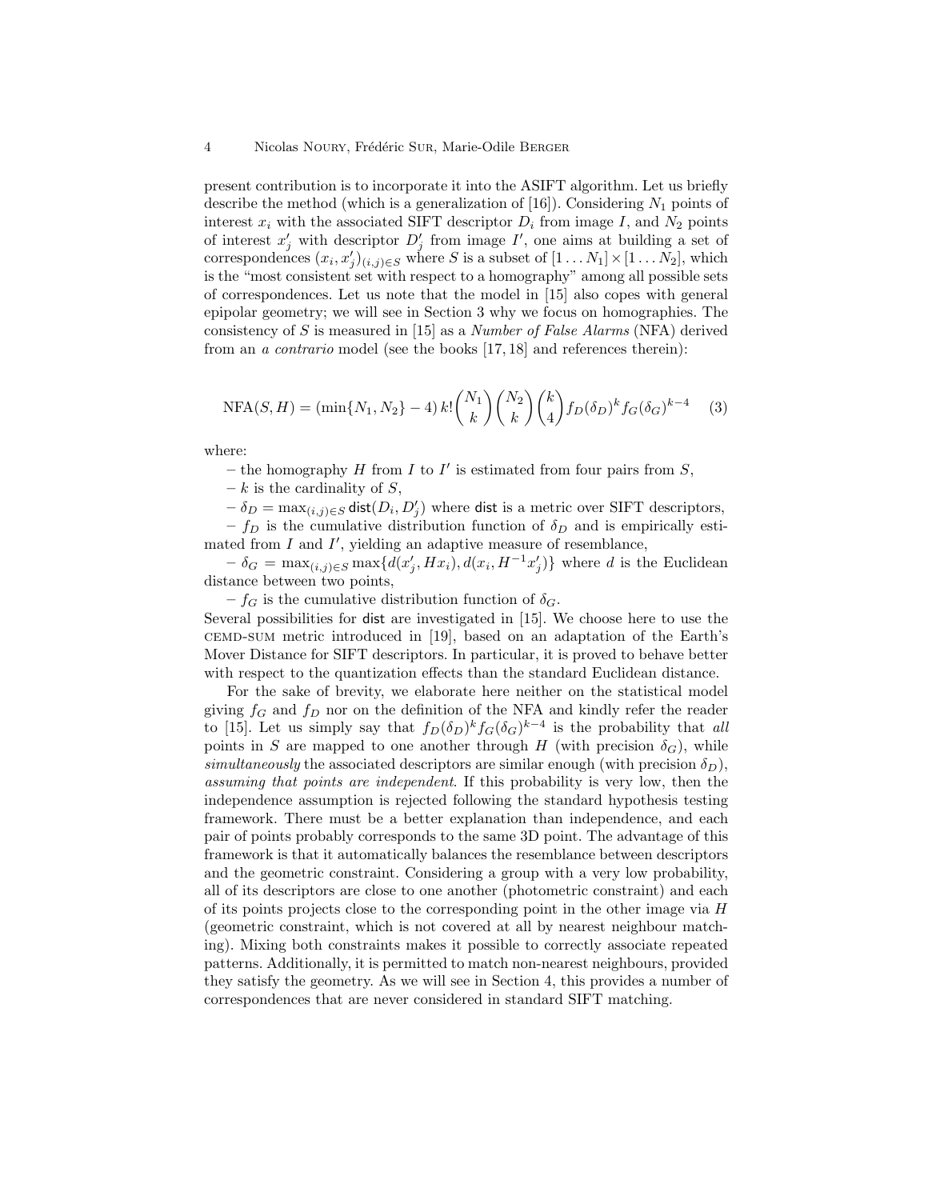present contribution is to incorporate it into the ASIFT algorithm. Let us briefly describe the method (which is a generalization of [16]). Considering $N_1$ points of interest $x_i$ with the associated SIFT descriptor $D_i$ from image $I$, and $N_2$ points of interest $x'_j$ with descriptor $D'_j$ from image $I'$, one aims at building a set of correspondences $(x_i, x'_j)_{(i,j)\in S}$ where $S$ is a subset of $[1 \dots N_1] \times [1 \dots N_2]$, which is the "most consistent set with respect to a homography" among all possible sets of correspondences. Let us note that the model in [15] also copes with general epipolar geometry; we will see in Section 3 why we focus on homographies. The consistency of $S$ is measured in [15] as a *Number of False Alarms* (NFA) derived from an *a contrario* model (see the books [17, 18] and references therein):

$$\mathrm{NFA}(S, H) = (\min\{N_1, N_2\} - 4)\, k! \binom{N_1}{k} \binom{N_2}{k} \binom{k}{4} f_D(\delta_D)^k f_G(\delta_G)^{k-4} \quad (3)$$

where:

– the homography $H$ from $I$ to $I'$ is estimated from four pairs from $S$,

– $k$ is the cardinality of $S$,

– $\delta_D = \max_{(i,j)\in S} \mathsf{dist}(D_i, D'_j)$ where $\mathsf{dist}$ is a metric over SIFT descriptors,

– $f_D$ is the cumulative distribution function of $\delta_D$ and is empirically estimated from $I$ and $I'$, yielding an adaptive measure of resemblance,

– $\delta_G = \max_{(i,j)\in S} \max\{d(x'_j, Hx_i), d(x_i, H^{-1}x'_j)\}$ where $d$ is the Euclidean distance between two points,

– $f_G$ is the cumulative distribution function of $\delta_G$.

Several possibilities for $\mathsf{dist}$ are investigated in [15]. We choose here to use the CEMD-SUM metric introduced in [19], based on an adaptation of the Earth's Mover Distance for SIFT descriptors. In particular, it is proved to behave better with respect to the quantization effects than the standard Euclidean distance.

For the sake of brevity, we elaborate here neither on the statistical model giving $f_G$ and $f_D$ nor on the definition of the NFA and kindly refer the reader to [15]. Let us simply say that $f_D(\delta_D)^k f_G(\delta_G)^{k-4}$ is the probability that *all* points in $S$ are mapped to one another through $H$ (with precision $\delta_G$), while *simultaneously* the associated descriptors are similar enough (with precision $\delta_D$), *assuming that points are independent*. If this probability is very low, then the independence assumption is rejected following the standard hypothesis testing framework. There must be a better explanation than independence, and each pair of points probably corresponds to the same 3D point. The advantage of this framework is that it automatically balances the resemblance between descriptors and the geometric constraint. Considering a group with a very low probability, all of its descriptors are close to one another (photometric constraint) and each of its points projects close to the corresponding point in the other image via $H$ (geometric constraint, which is not covered at all by nearest neighbour matching). Mixing both constraints makes it possible to correctly associate repeated patterns. Additionally, it is permitted to match non-nearest neighbours, provided they satisfy the geometry. As we will see in Section 4, this provides a number of correspondences that are never considered in standard SIFT matching.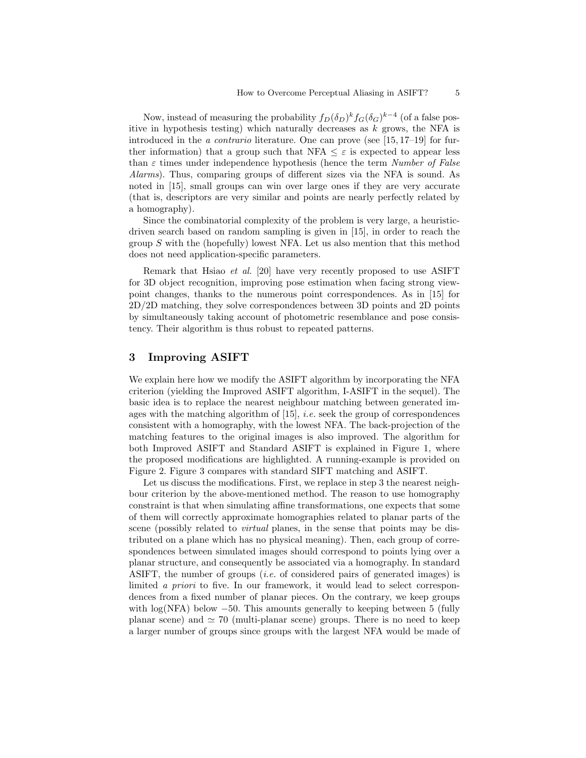Now, instead of measuring the probability $f_D(\delta_D)^k f_G(\delta_G)^{k-4}$ (of a false positive in hypothesis testing) which naturally decreases as $k$ grows, the NFA is introduced in the *a contrario* literature. One can prove (see [15, 17–19] for further information) that a group such that NFA $\leq \varepsilon$ is expected to appear less than $\varepsilon$ times under independence hypothesis (hence the term *Number of False Alarms*). Thus, comparing groups of different sizes via the NFA is sound. As noted in [15], small groups can win over large ones if they are very accurate (that is, descriptors are very similar and points are nearly perfectly related by a homography).

Since the combinatorial complexity of the problem is very large, a heuristic-driven search based on random sampling is given in [15], in order to reach the group $S$ with the (hopefully) lowest NFA. Let us also mention that this method does not need application-specific parameters.

Remark that Hsiao *et al.* [20] have very recently proposed to use ASIFT for 3D object recognition, improving pose estimation when facing strong viewpoint changes, thanks to the numerous point correspondences. As in [15] for 2D/2D matching, they solve correspondences between 3D points and 2D points by simultaneously taking account of photometric resemblance and pose consistency. Their algorithm is thus robust to repeated patterns.

## 3 Improving ASIFT

We explain here how we modify the ASIFT algorithm by incorporating the NFA criterion (yielding the Improved ASIFT algorithm, I-ASIFT in the sequel). The basic idea is to replace the nearest neighbour matching between generated images with the matching algorithm of [15], *i.e.* seek the group of correspondences consistent with a homography, with the lowest NFA. The back-projection of the matching features to the original images is also improved. The algorithm for both Improved ASIFT and Standard ASIFT is explained in Figure 1, where the proposed modifications are highlighted. A running-example is provided on Figure 2. Figure 3 compares with standard SIFT matching and ASIFT.

Let us discuss the modifications. First, we replace in step 3 the nearest neighbour criterion by the above-mentioned method. The reason to use homography constraint is that when simulating affine transformations, one expects that some of them will correctly approximate homographies related to planar parts of the scene (possibly related to *virtual* planes, in the sense that points may be distributed on a plane which has no physical meaning). Then, each group of correspondences between simulated images should correspond to points lying over a planar structure, and consequently be associated via a homography. In standard ASIFT, the number of groups (*i.e.* of considered pairs of generated images) is limited *a priori* to five. In our framework, it would lead to select correspondences from a fixed number of planar pieces. On the contrary, we keep groups with log(NFA) below $-50$. This amounts generally to keeping between 5 (fully planar scene) and $\simeq 70$ (multi-planar scene) groups. There is no need to keep a larger number of groups since groups with the largest NFA would be made of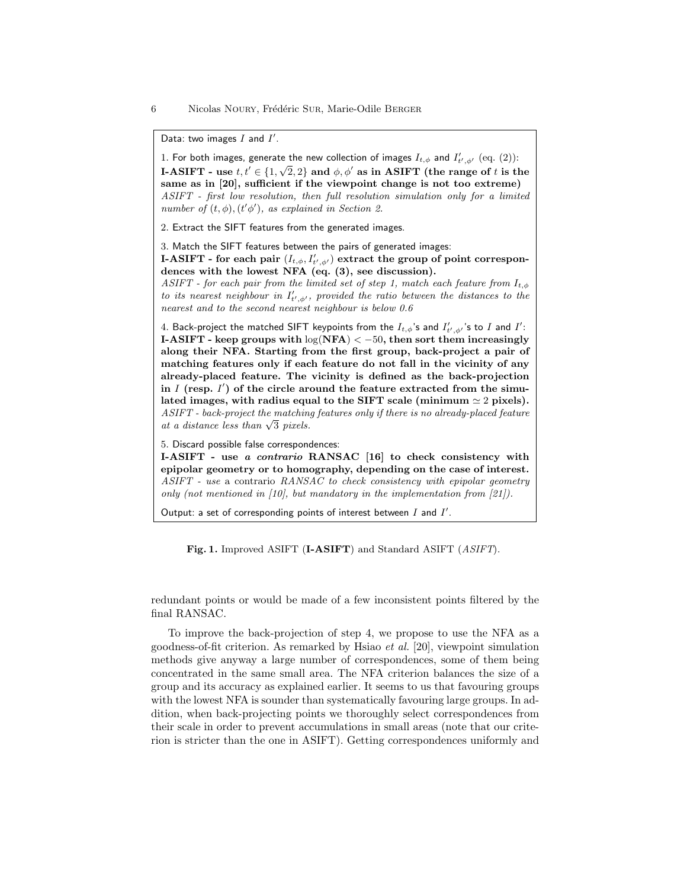Data: two images $I$ and $I'$.

1. For both images, generate the new collection of images $I_{t,\phi}$ and $I'_{t',\phi'}$ (eq. (2)):
**I-ASIFT - use $t, t' \in \{1, \sqrt{2}, 2\}$ and $\phi, \phi'$ as in ASIFT (the range of $t$ is the same as in [20], sufficient if the viewpoint change is not too extreme)**
*ASIFT - first low resolution, then full resolution simulation only for a limited number of $(t, \phi), (t'\phi')$, as explained in Section 2.*

2. Extract the SIFT features from the generated images.

3. Match the SIFT features between the pairs of generated images:
**I-ASIFT - for each pair $(I_{t,\phi}, I'_{t',\phi'})$ extract the group of point correspondences with the lowest NFA (eq. (3), see discussion).**
*ASIFT - for each pair from the limited set of step 1, match each feature from $I_{t,\phi}$ to its nearest neighbour in $I'_{t',\phi'}$, provided the ratio between the distances to the nearest and to the second nearest neighbour is below 0.6*

4. Back-project the matched SIFT keypoints from the $I_{t,\phi}$'s and $I'_{t',\phi'}$'s to $I$ and $I'$:
**I-ASIFT - keep groups with $\log(\mathbf{NFA}) < -50$, then sort them increasingly along their NFA. Starting from the first group, back-project a pair of matching features only if each feature do not fall in the vicinity of any already-placed feature. The vicinity is defined as the back-projection in $I$ (resp. $I'$) of the circle around the feature extracted from the simulated images, with radius equal to the SIFT scale (minimum $\simeq 2$ pixels).**
*ASIFT - back-project the matching features only if there is no already-placed feature at a distance less than $\sqrt{3}$ pixels.*

5. Discard possible false correspondences:
**I-ASIFT - use *a contrario* RANSAC [16] to check consistency with epipolar geometry or to homography, depending on the case of interest.**
*ASIFT - use* a contrario *RANSAC to check consistency with epipolar geometry only (not mentioned in [10], but mandatory in the implementation from [21]).*

Output: a set of corresponding points of interest between $I$ and $I'$.

**Fig. 1.** Improved ASIFT (**I-ASIFT**) and Standard ASIFT (*ASIFT*).

redundant points or would be made of a few inconsistent points filtered by the final RANSAC.

To improve the back-projection of step 4, we propose to use the NFA as a goodness-of-fit criterion. As remarked by Hsiao *et al.* [20], viewpoint simulation methods give anyway a large number of correspondences, some of them being concentrated in the same small area. The NFA criterion balances the size of a group and its accuracy as explained earlier. It seems to us that favouring groups with the lowest NFA is sounder than systematically favouring large groups. In addition, when back-projecting points we thoroughly select correspondences from their scale in order to prevent accumulations in small areas (note that our criterion is stricter than the one in ASIFT). Getting correspondences uniformly and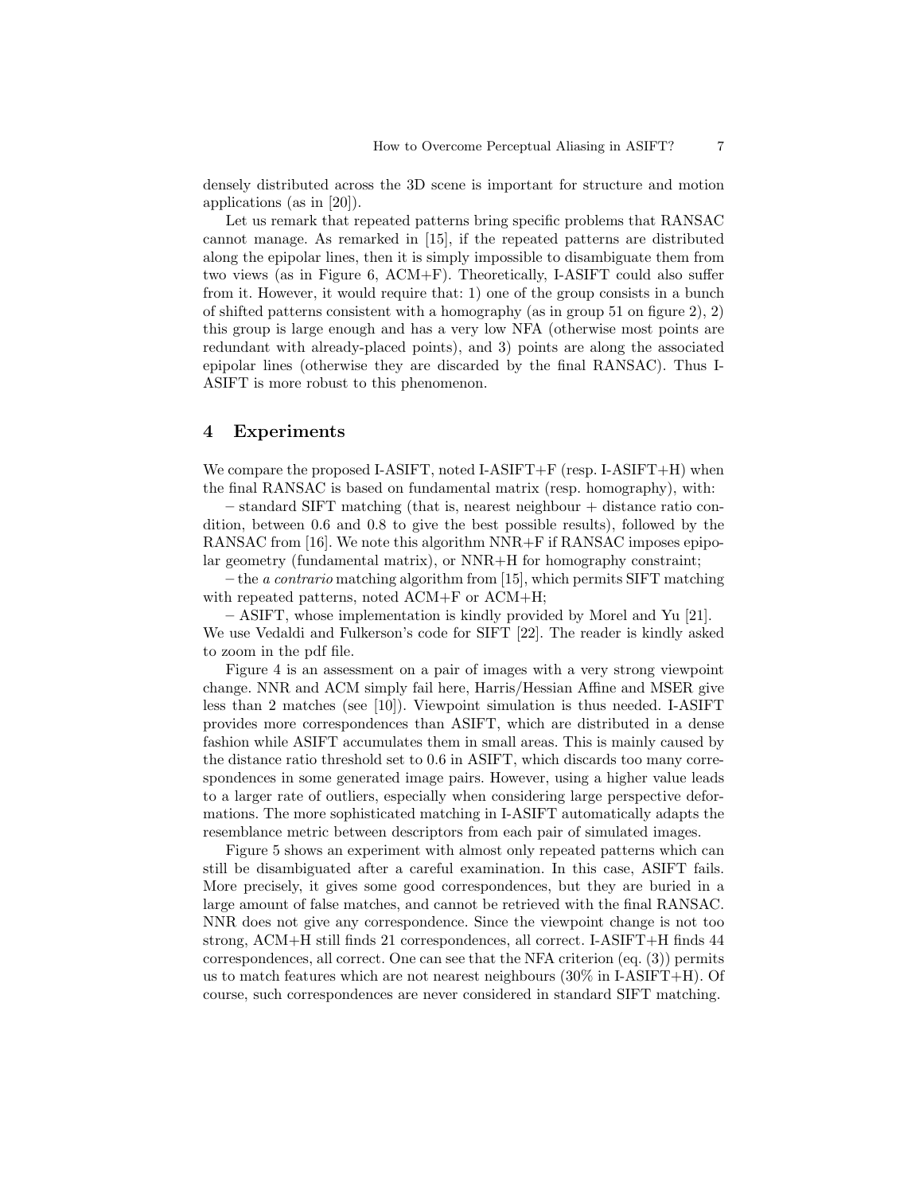densely distributed across the 3D scene is important for structure and motion applications (as in [20]).

Let us remark that repeated patterns bring specific problems that RANSAC cannot manage. As remarked in [15], if the repeated patterns are distributed along the epipolar lines, then it is simply impossible to disambiguate them from two views (as in Figure 6, ACM+F). Theoretically, I-ASIFT could also suffer from it. However, it would require that: 1) one of the group consists in a bunch of shifted patterns consistent with a homography (as in group 51 on figure 2), 2) this group is large enough and has a very low NFA (otherwise most points are redundant with already-placed points), and 3) points are along the associated epipolar lines (otherwise they are discarded by the final RANSAC). Thus I-ASIFT is more robust to this phenomenon.

## 4 Experiments

We compare the proposed I-ASIFT, noted I-ASIFT+F (resp. I-ASIFT+H) when the final RANSAC is based on fundamental matrix (resp. homography), with:

– standard SIFT matching (that is, nearest neighbour + distance ratio condition, between 0.6 and 0.8 to give the best possible results), followed by the RANSAC from [16]. We note this algorithm NNR+F if RANSAC imposes epipolar geometry (fundamental matrix), or NNR+H for homography constraint;

– the *a contrario* matching algorithm from [15], which permits SIFT matching with repeated patterns, noted ACM+F or ACM+H;

– ASIFT, whose implementation is kindly provided by Morel and Yu [21]. We use Vedaldi and Fulkerson's code for SIFT [22]. The reader is kindly asked to zoom in the pdf file.

Figure 4 is an assessment on a pair of images with a very strong viewpoint change. NNR and ACM simply fail here, Harris/Hessian Affine and MSER give less than 2 matches (see [10]). Viewpoint simulation is thus needed. I-ASIFT provides more correspondences than ASIFT, which are distributed in a dense fashion while ASIFT accumulates them in small areas. This is mainly caused by the distance ratio threshold set to 0.6 in ASIFT, which discards too many correspondences in some generated image pairs. However, using a higher value leads to a larger rate of outliers, especially when considering large perspective deformations. The more sophisticated matching in I-ASIFT automatically adapts the resemblance metric between descriptors from each pair of simulated images.

Figure 5 shows an experiment with almost only repeated patterns which can still be disambiguated after a careful examination. In this case, ASIFT fails. More precisely, it gives some good correspondences, but they are buried in a large amount of false matches, and cannot be retrieved with the final RANSAC. NNR does not give any correspondence. Since the viewpoint change is not too strong, ACM+H still finds 21 correspondences, all correct. I-ASIFT+H finds 44 correspondences, all correct. One can see that the NFA criterion (eq. (3)) permits us to match features which are not nearest neighbours (30% in I-ASIFT+H). Of course, such correspondences are never considered in standard SIFT matching.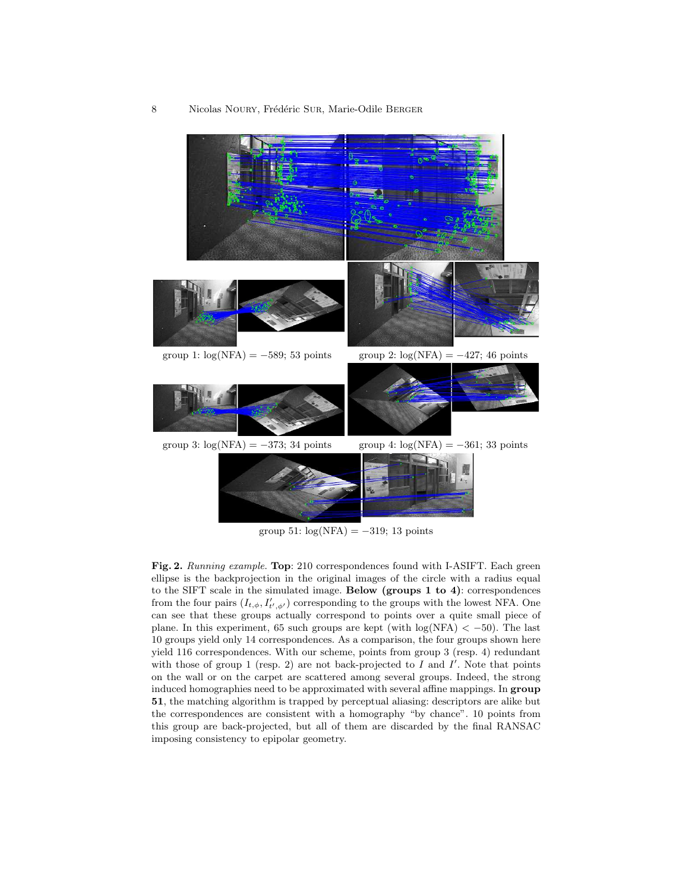group 1: log(NFA) = −589; 53 points

group 2: log(NFA) = −427; 46 points

group 3: log(NFA) = −373; 34 points

group 4: log(NFA) = −361; 33 points

group 51: log(NFA) = −319; 13 points

**Fig. 2.** *Running example.* **Top**: 210 correspondences found with I-ASIFT. Each green ellipse is the backprojection in the original images of the circle with a radius equal to the SIFT scale in the simulated image. **Below (groups 1 to 4)**: correspondences from the four pairs $(I_{t,\phi}, I'_{t',\phi'})$ corresponding to the groups with the lowest NFA. One can see that these groups actually correspond to points over a quite small piece of plane. In this experiment, 65 such groups are kept (with $\log(\text{NFA}) < -50$). The last 10 groups yield only 14 correspondences. As a comparison, the four groups shown here yield 116 correspondences. With our scheme, points from group 3 (resp. 4) redundant with those of group 1 (resp. 2) are not back-projected to $I$ and $I'$. Note that points on the wall or on the carpet are scattered among several groups. Indeed, the strong induced homographies need to be approximated with several affine mappings. In **group 51**, the matching algorithm is trapped by perceptual aliasing: descriptors are alike but the correspondences are consistent with a homography "by chance". 10 points from this group are back-projected, but all of them are discarded by the final RANSAC imposing consistency to epipolar geometry.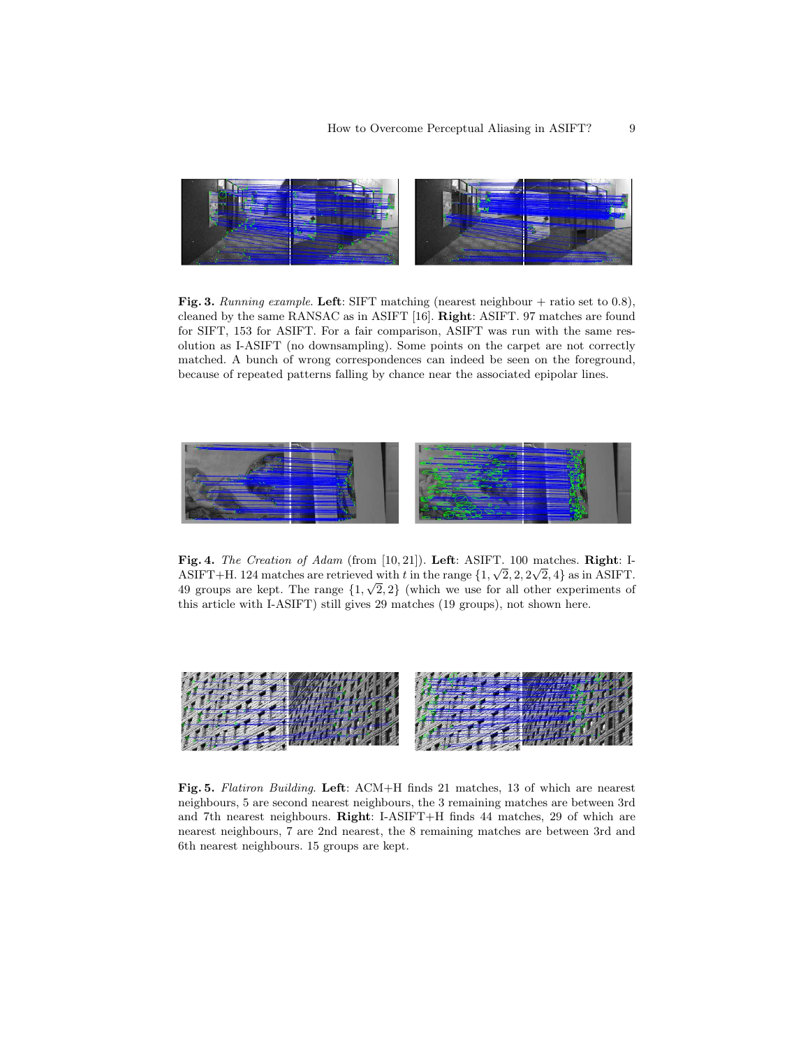**Fig. 3.** *Running example.* **Left**: SIFT matching (nearest neighbour + ratio set to 0.8), cleaned by the same RANSAC as in ASIFT [16]. **Right**: ASIFT. 97 matches are found for SIFT, 153 for ASIFT. For a fair comparison, ASIFT was run with the same resolution as I-ASIFT (no downsampling). Some points on the carpet are not correctly matched. A bunch of wrong correspondences can indeed be seen on the foreground, because of repeated patterns falling by chance near the associated epipolar lines.

**Fig. 4.** *The Creation of Adam* (from [10, 21]). **Left**: ASIFT. 100 matches. **Right**: I-ASIFT+H. 124 matches are retrieved with $t$ in the range $\{1, \sqrt{2}, 2, 2\sqrt{2}, 4\}$ as in ASIFT. 49 groups are kept. The range $\{1, \sqrt{2}, 2\}$ (which we use for all other experiments of this article with I-ASIFT) still gives 29 matches (19 groups), not shown here.

**Fig. 5.** *Flatiron Building.* **Left**: ACM+H finds 21 matches, 13 of which are nearest neighbours, 5 are second nearest neighbours, the 3 remaining matches are between 3rd and 7th nearest neighbours. **Right**: I-ASIFT+H finds 44 matches, 29 of which are nearest neighbours, 7 are 2nd nearest, the 8 remaining matches are between 3rd and 6th nearest neighbours. 15 groups are kept.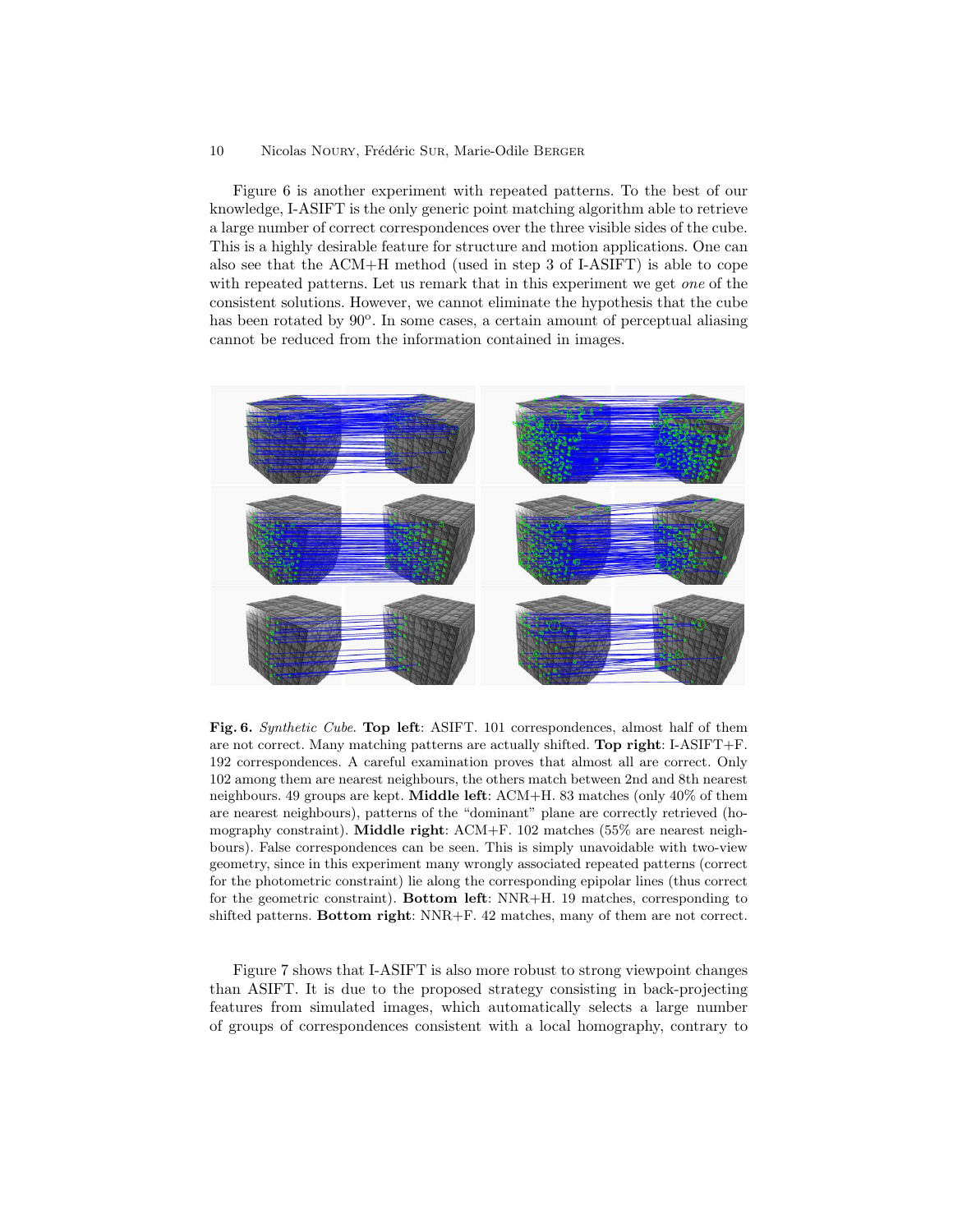Figure 6 is another experiment with repeated patterns. To the best of our knowledge, I-ASIFT is the only generic point matching algorithm able to retrieve a large number of correct correspondences over the three visible sides of the cube. This is a highly desirable feature for structure and motion applications. One can also see that the ACM+H method (used in step 3 of I-ASIFT) is able to cope with repeated patterns. Let us remark that in this experiment we get *one* of the consistent solutions. However, we cannot eliminate the hypothesis that the cube has been rotated by 90$^o$. In some cases, a certain amount of perceptual aliasing cannot be reduced from the information contained in images.

**Fig. 6.** *Synthetic Cube.* **Top left**: ASIFT. 101 correspondences, almost half of them are not correct. Many matching patterns are actually shifted. **Top right**: I-ASIFT+F. 192 correspondences. A careful examination proves that almost all are correct. Only 102 among them are nearest neighbours, the others match between 2nd and 8th nearest neighbours. 49 groups are kept. **Middle left**: ACM+H. 83 matches (only 40% of them are nearest neighbours), patterns of the "dominant" plane are correctly retrieved (homography constraint). **Middle right**: ACM+F. 102 matches (55% are nearest neighbours). False correspondences can be seen. This is simply unavoidable with two-view geometry, since in this experiment many wrongly associated repeated patterns (correct for the photometric constraint) lie along the corresponding epipolar lines (thus correct for the geometric constraint). **Bottom left**: NNR+H. 19 matches, corresponding to shifted patterns. **Bottom right**: NNR+F. 42 matches, many of them are not correct.

Figure 7 shows that I-ASIFT is also more robust to strong viewpoint changes than ASIFT. It is due to the proposed strategy consisting in back-projecting features from simulated images, which automatically selects a large number of groups of correspondences consistent with a local homography, contrary to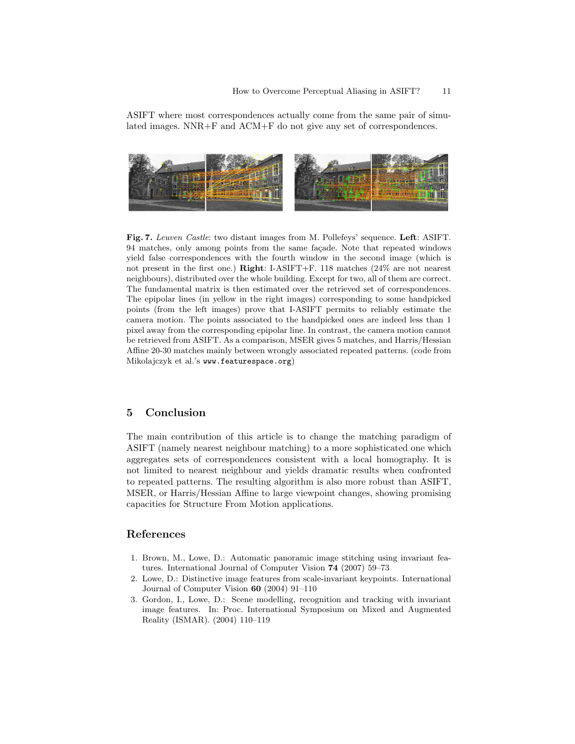ASIFT where most correspondences actually come from the same pair of simulated images. NNR+F and ACM+F do not give any set of correspondences.

**Fig. 7.** *Leuven Castle*: two distant images from M. Pollefeys' sequence. **Left**: ASIFT. 94 matches, only among points from the same façade. Note that repeated windows yield false correspondences with the fourth window in the second image (which is not present in the first one.) **Right**: I-ASIFT+F. 118 matches (24% are not nearest neighbours), distributed over the whole building. Except for two, all of them are correct. The fundamental matrix is then estimated over the retrieved set of correspondences. The epipolar lines (in yellow in the right images) corresponding to some handpicked points (from the left images) prove that I-ASIFT permits to reliably estimate the camera motion. The points associated to the handpicked ones are indeed less than 1 pixel away from the corresponding epipolar line. In contrast, the camera motion cannot be retrieved from ASIFT. As a comparison, MSER gives 5 matches, and Harris/Hessian Affine 20-30 matches mainly between wrongly associated repeated patterns. (code from Mikolajczyk et al.'s `www.featurespace.org`)

## 5 Conclusion

The main contribution of this article is to change the matching paradigm of ASIFT (namely nearest neighbour matching) to a more sophisticated one which aggregates sets of correspondences consistent with a local homography. It is not limited to nearest neighbour and yields dramatic results when confronted to repeated patterns. The resulting algorithm is also more robust than ASIFT, MSER, or Harris/Hessian Affine to large viewpoint changes, showing promising capacities for Structure From Motion applications.

## References

1. Brown, M., Lowe, D.: Automatic panoramic image stitching using invariant features. International Journal of Computer Vision **74** (2007) 59–73
2. Lowe, D.: Distinctive image features from scale-invariant keypoints. International Journal of Computer Vision **60** (2004) 91–110
3. Gordon, I., Lowe, D.: Scene modelling, recognition and tracking with invariant image features. In: Proc. International Symposium on Mixed and Augmented Reality (ISMAR). (2004) 110–119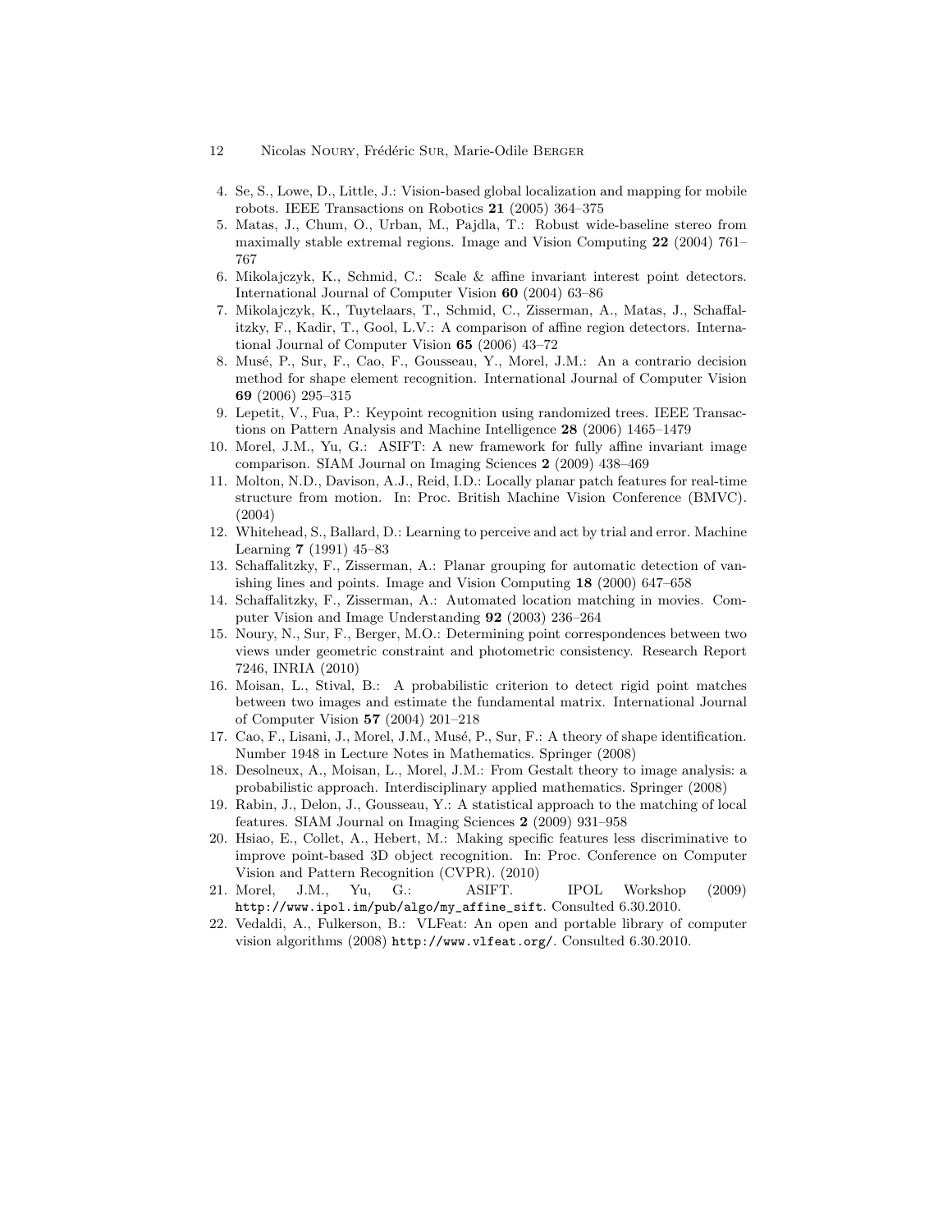4. Se, S., Lowe, D., Little, J.: Vision-based global localization and mapping for mobile robots. IEEE Transactions on Robotics **21** (2005) 364–375
5. Matas, J., Chum, O., Urban, M., Pajdla, T.: Robust wide-baseline stereo from maximally stable extremal regions. Image and Vision Computing **22** (2004) 761–767
6. Mikolajczyk, K., Schmid, C.: Scale & affine invariant interest point detectors. International Journal of Computer Vision **60** (2004) 63–86
7. Mikolajczyk, K., Tuytelaars, T., Schmid, C., Zisserman, A., Matas, J., Schaffalitzky, F., Kadir, T., Gool, L.V.: A comparison of affine region detectors. International Journal of Computer Vision **65** (2006) 43–72
8. Musé, P., Sur, F., Cao, F., Gousseau, Y., Morel, J.M.: An a contrario decision method for shape element recognition. International Journal of Computer Vision **69** (2006) 295–315
9. Lepetit, V., Fua, P.: Keypoint recognition using randomized trees. IEEE Transactions on Pattern Analysis and Machine Intelligence **28** (2006) 1465–1479
10. Morel, J.M., Yu, G.: ASIFT: A new framework for fully affine invariant image comparison. SIAM Journal on Imaging Sciences **2** (2009) 438–469
11. Molton, N.D., Davison, A.J., Reid, I.D.: Locally planar patch features for real-time structure from motion. In: Proc. British Machine Vision Conference (BMVC). (2004)
12. Whitehead, S., Ballard, D.: Learning to perceive and act by trial and error. Machine Learning **7** (1991) 45–83
13. Schaffalitzky, F., Zisserman, A.: Planar grouping for automatic detection of vanishing lines and points. Image and Vision Computing **18** (2000) 647–658
14. Schaffalitzky, F., Zisserman, A.: Automated location matching in movies. Computer Vision and Image Understanding **92** (2003) 236–264
15. Noury, N., Sur, F., Berger, M.O.: Determining point correspondences between two views under geometric constraint and photometric consistency. Research Report 7246, INRIA (2010)
16. Moisan, L., Stival, B.: A probabilistic criterion to detect rigid point matches between two images and estimate the fundamental matrix. International Journal of Computer Vision **57** (2004) 201–218
17. Cao, F., Lisani, J., Morel, J.M., Musé, P., Sur, F.: A theory of shape identification. Number 1948 in Lecture Notes in Mathematics. Springer (2008)
18. Desolneux, A., Moisan, L., Morel, J.M.: From Gestalt theory to image analysis: a probabilistic approach. Interdisciplinary applied mathematics. Springer (2008)
19. Rabin, J., Delon, J., Gousseau, Y.: A statistical approach to the matching of local features. SIAM Journal on Imaging Sciences **2** (2009) 931–958
20. Hsiao, E., Collet, A., Hebert, M.: Making specific features less discriminative to improve point-based 3D object recognition. In: Proc. Conference on Computer Vision and Pattern Recognition (CVPR). (2010)
21. Morel, J.M., Yu, G.: ASIFT. IPOL Workshop (2009) `http://www.ipol.im/pub/algo/my_affine_sift`. Consulted 6.30.2010.
22. Vedaldi, A., Fulkerson, B.: VLFeat: An open and portable library of computer vision algorithms (2008) `http://www.vlfeat.org/`. Consulted 6.30.2010.